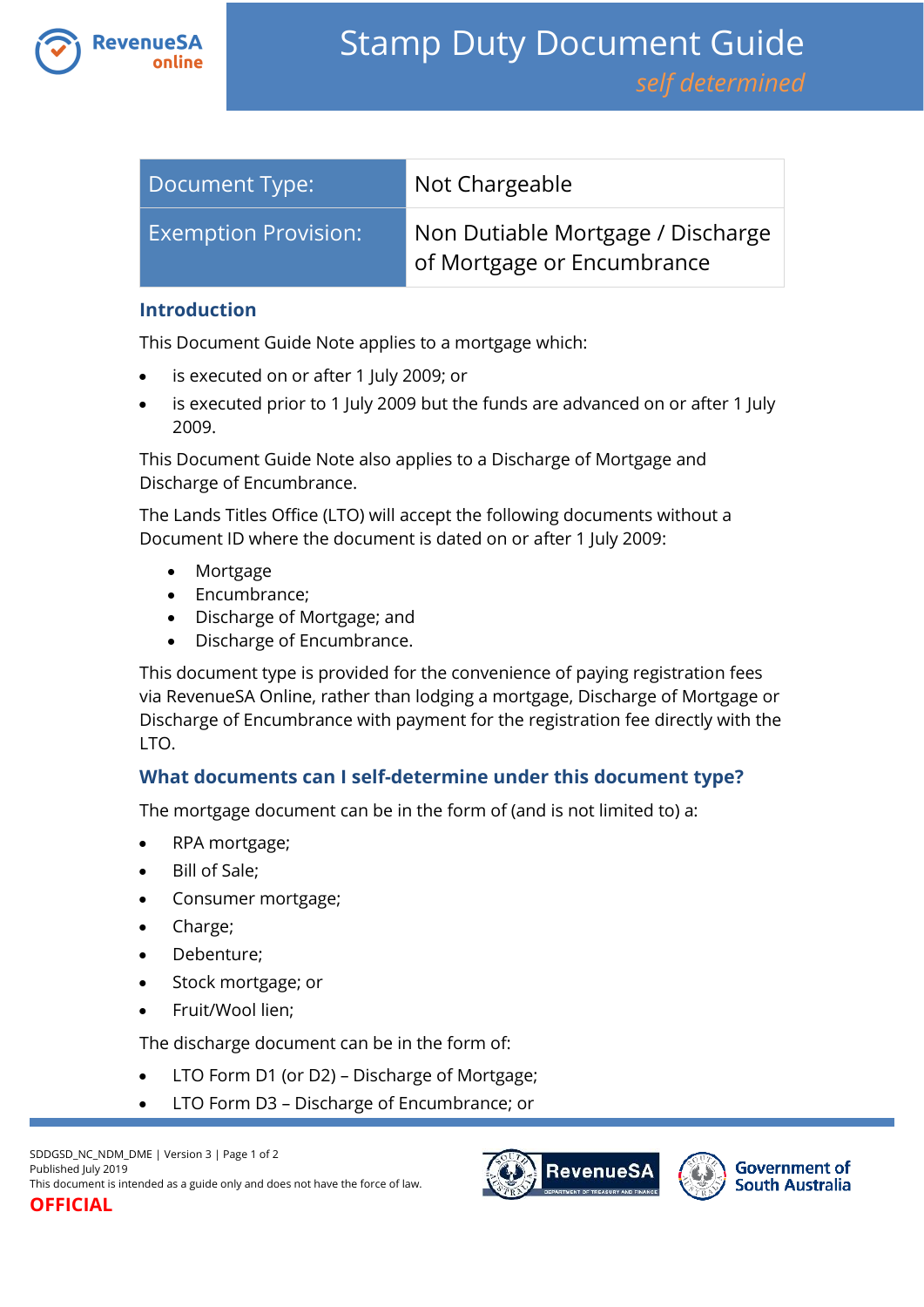# Stamp Duty Document Guide

*self determined*

| Document Type: | Not Chargeable |
|---|---|
| Exemption Provision: | Non Dutiable Mortgage / Discharge of Mortgage or Encumbrance |

## Introduction

This Document Guide Note applies to a mortgage which:

- is executed on or after 1 July 2009; or
- is executed prior to 1 July 2009 but the funds are advanced on or after 1 July 2009.

This Document Guide Note also applies to a Discharge of Mortgage and Discharge of Encumbrance.

The Lands Titles Office (LTO) will accept the following documents without a Document ID where the document is dated on or after 1 July 2009:

- Mortgage
- Encumbrance;
- Discharge of Mortgage; and
- Discharge of Encumbrance.

This document type is provided for the convenience of paying registration fees via RevenueSA Online, rather than lodging a mortgage, Discharge of Mortgage or Discharge of Encumbrance with payment for the registration fee directly with the LTO.

## What documents can I self-determine under this document type?

The mortgage document can be in the form of (and is not limited to) a:

- RPA mortgage;
- Bill of Sale;
- Consumer mortgage;
- Charge;
- Debenture;
- Stock mortgage; or
- Fruit/Wool lien;

The discharge document can be in the form of:

- LTO Form D1 (or D2) – Discharge of Mortgage;
- LTO Form D3 – Discharge of Encumbrance; or

SDDGSD_NC_NDM_DME | Version 3
Published July 2019
This document is intended as a guide only and does not have the force of law.
**OFFICIAL**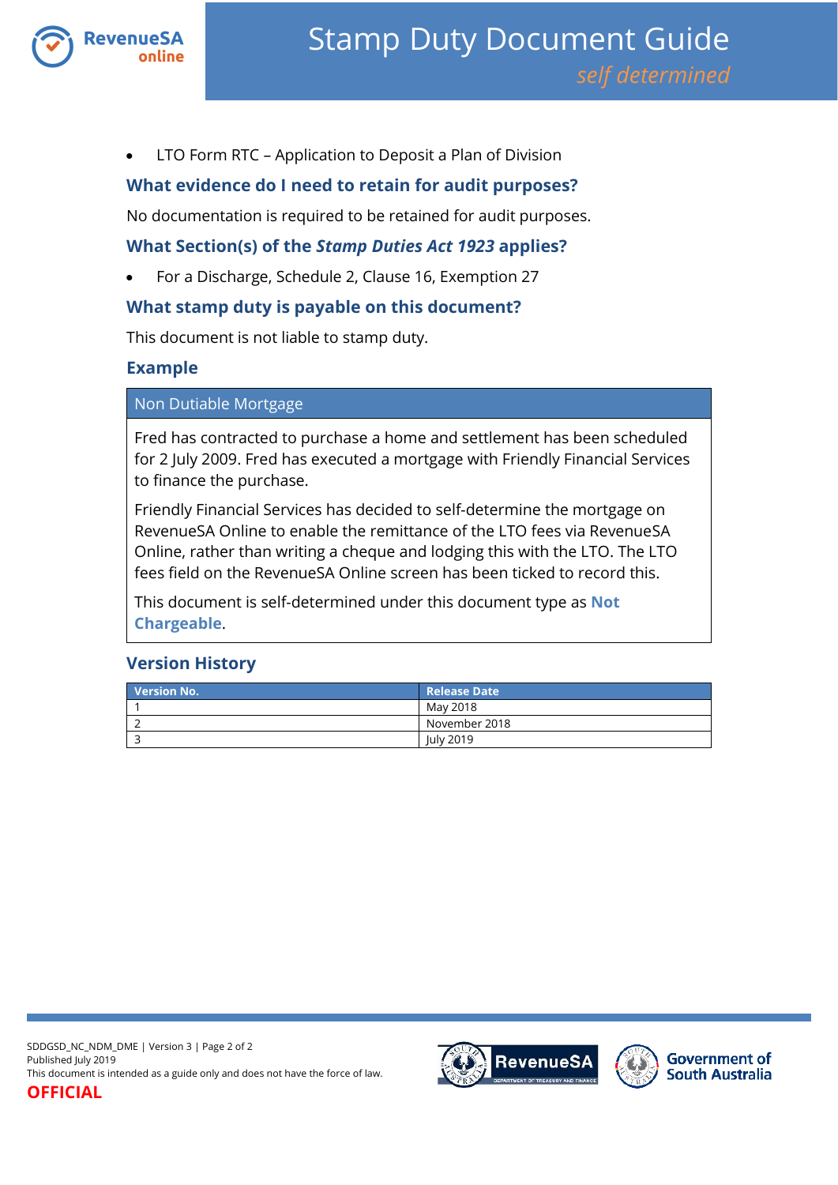- LTO Form RTC – Application to Deposit a Plan of Division

## What evidence do I need to retain for audit purposes?

No documentation is required to be retained for audit purposes.

## What Section(s) of the *Stamp Duties Act 1923* applies?

- For a Discharge, Schedule 2, Clause 16, Exemption 27

## What stamp duty is payable on this document?

This document is not liable to stamp duty.

## Example

**Non Dutiable Mortgage**

Fred has contracted to purchase a home and settlement has been scheduled for 2 July 2009. Fred has executed a mortgage with Friendly Financial Services to finance the purchase.

Friendly Financial Services has decided to self-determine the mortgage on RevenueSA Online to enable the remittance of the LTO fees via RevenueSA Online, rather than writing a cheque and lodging this with the LTO. The LTO fees field on the RevenueSA Online screen has been ticked to record this.

This document is self-determined under this document type as **Not Chargeable**.

## Version History

| Version No. | Release Date |
|---|---|
| 1 | May 2018 |
| 2 | November 2018 |
| 3 | July 2019 |

SDDGSD_NC_NDM_DME | Version 3
Published July 2019
This document is intended as a guide only and does not have the force of law.
**OFFICIAL**